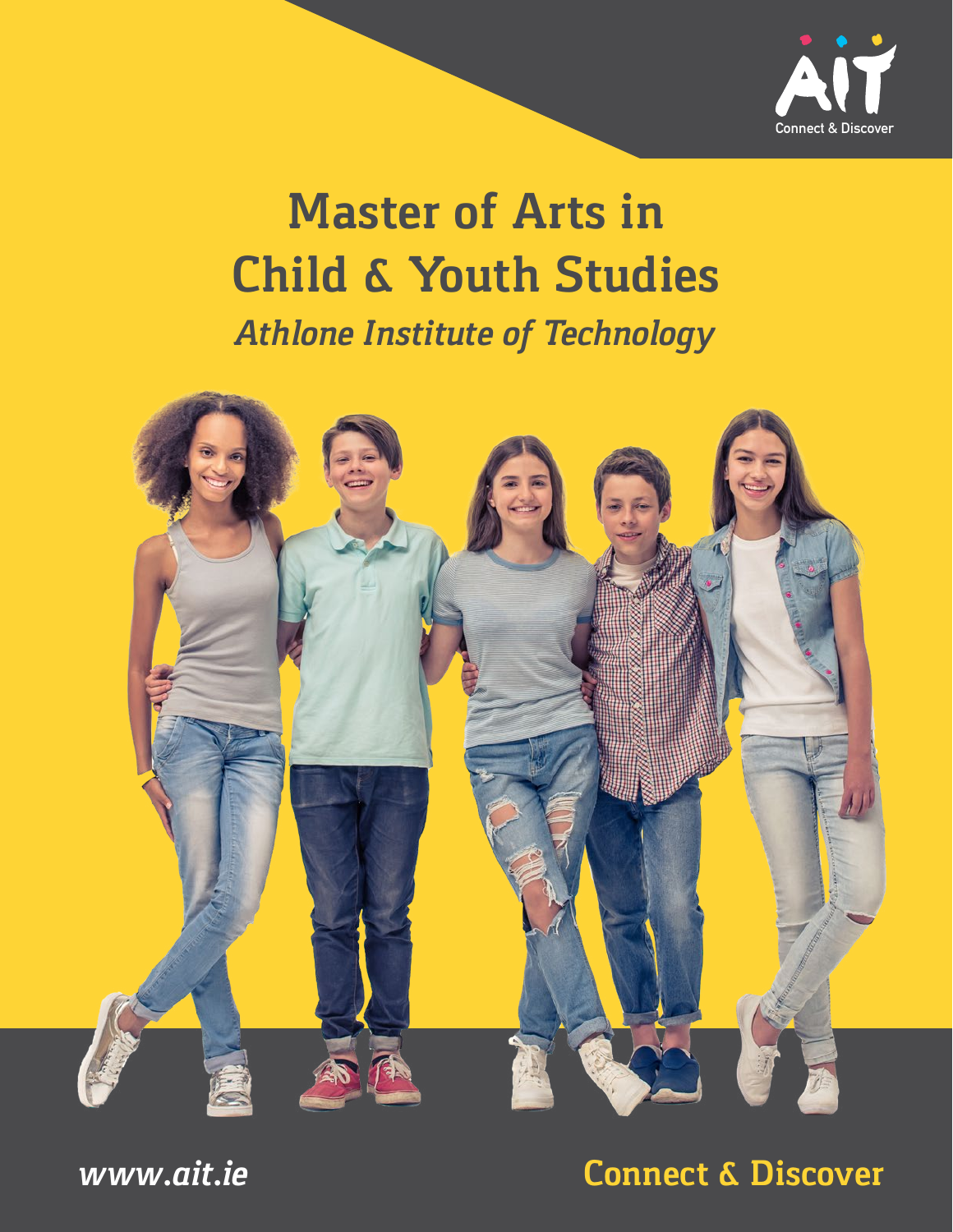AIT

Connect & Discover

# Master of Arts in Child & Youth Studies

## *Athlone Institute of Technology*

*www.ait.ie*

Connect & Discover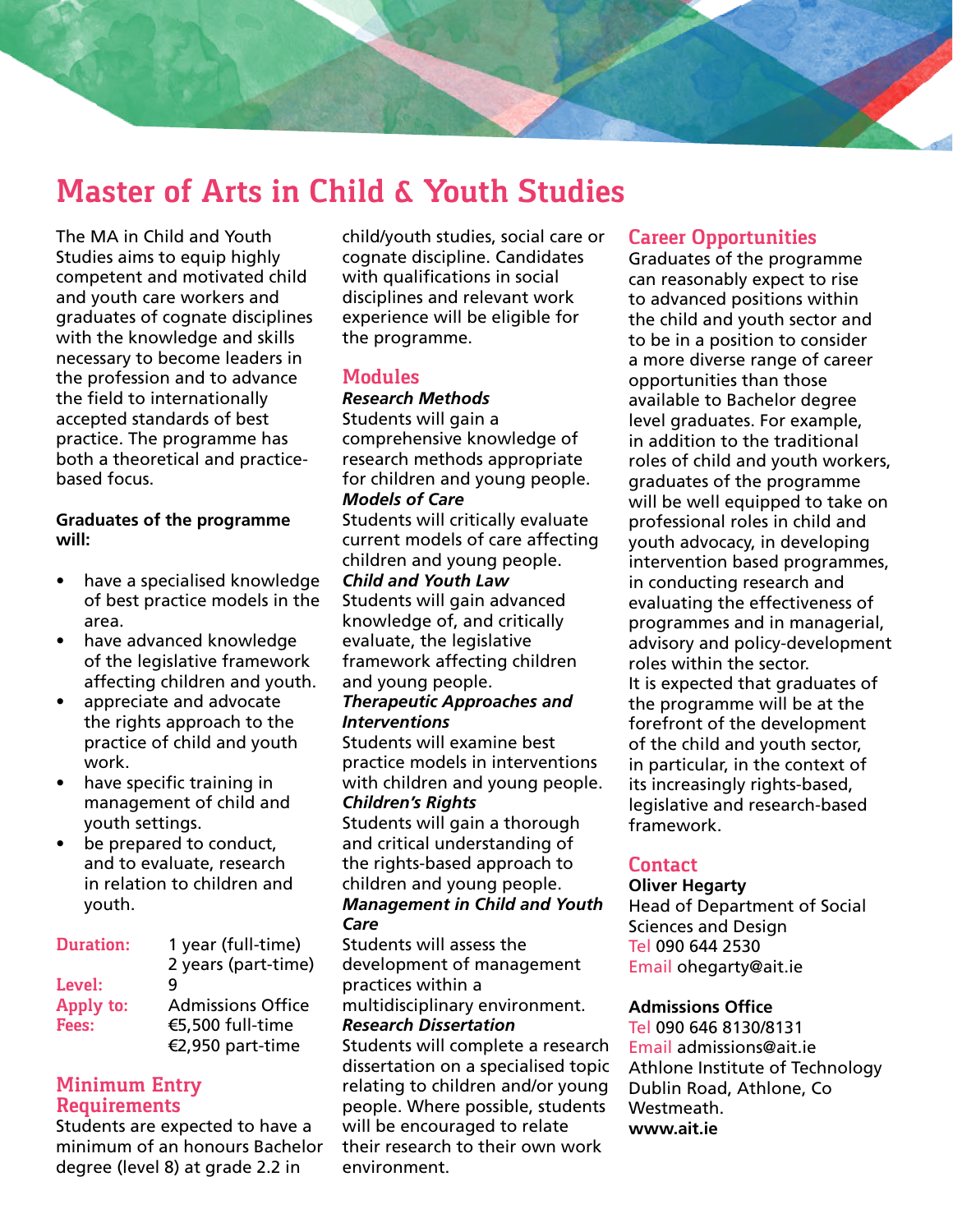# Master of Arts in Child & Youth Studies

The MA in Child and Youth Studies aims to equip highly competent and motivated child and youth care workers and graduates of cognate disciplines with the knowledge and skills necessary to become leaders in the profession and to advance the field to internationally accepted standards of best practice. The programme has both a theoretical and practice-based focus.

**Graduates of the programme will:**

- have a specialised knowledge of best practice models in the area.
- have advanced knowledge of the legislative framework affecting children and youth.
- appreciate and advocate the rights approach to the practice of child and youth work.
- have specific training in management of child and youth settings.
- be prepared to conduct, and to evaluate, research in relation to children and youth.

| | |
|---|---|
| **Duration:** | 1 year (full-time)<br>2 years (part-time) |
| **Level:** | 9 |
| **Apply to:** | Admissions Office |
| **Fees:** | €5,500 full-time<br>€2,950 part-time |

## Minimum Entry Requirements

Students are expected to have a minimum of an honours Bachelor degree (level 8) at grade 2.2 in child/youth studies, social care or cognate discipline. Candidates with qualifications in social disciplines and relevant work experience will be eligible for the programme.

## Modules

***Research Methods***
Students will gain a comprehensive knowledge of research methods appropriate for children and young people.

***Models of Care***
Students will critically evaluate current models of care affecting children and young people.

***Child and Youth Law***
Students will gain advanced knowledge of, and critically evaluate, the legislative framework affecting children and young people.

***Therapeutic Approaches and Interventions***
Students will examine best practice models in interventions with children and young people.

***Children's Rights***
Students will gain a thorough and critical understanding of the rights-based approach to children and young people.

***Management in Child and Youth Care***
Students will assess the development of management practices within a multidisciplinary environment.

***Research Dissertation***
Students will complete a research dissertation on a specialised topic relating to children and/or young people. Where possible, students will be encouraged to relate their research to their own work environment.

## Career Opportunities

Graduates of the programme can reasonably expect to rise to advanced positions within the child and youth sector and to be in a position to consider a more diverse range of career opportunities than those available to Bachelor degree level graduates. For example, in addition to the traditional roles of child and youth workers, graduates of the programme will be well equipped to take on professional roles in child and youth advocacy, in developing intervention based programmes, in conducting research and evaluating the effectiveness of programmes and in managerial, advisory and policy-development roles within the sector.
It is expected that graduates of the programme will be at the forefront of the development of the child and youth sector, in particular, in the context of its increasingly rights-based, legislative and research-based framework.

## Contact

**Oliver Hegarty**
Head of Department of Social Sciences and Design
Tel 090 644 2530
Email ohegarty@ait.ie

**Admissions Office**
Tel 090 646 8130/8131
Email admissions@ait.ie
Athlone Institute of Technology
Dublin Road, Athlone, Co Westmeath.
**www.ait.ie**